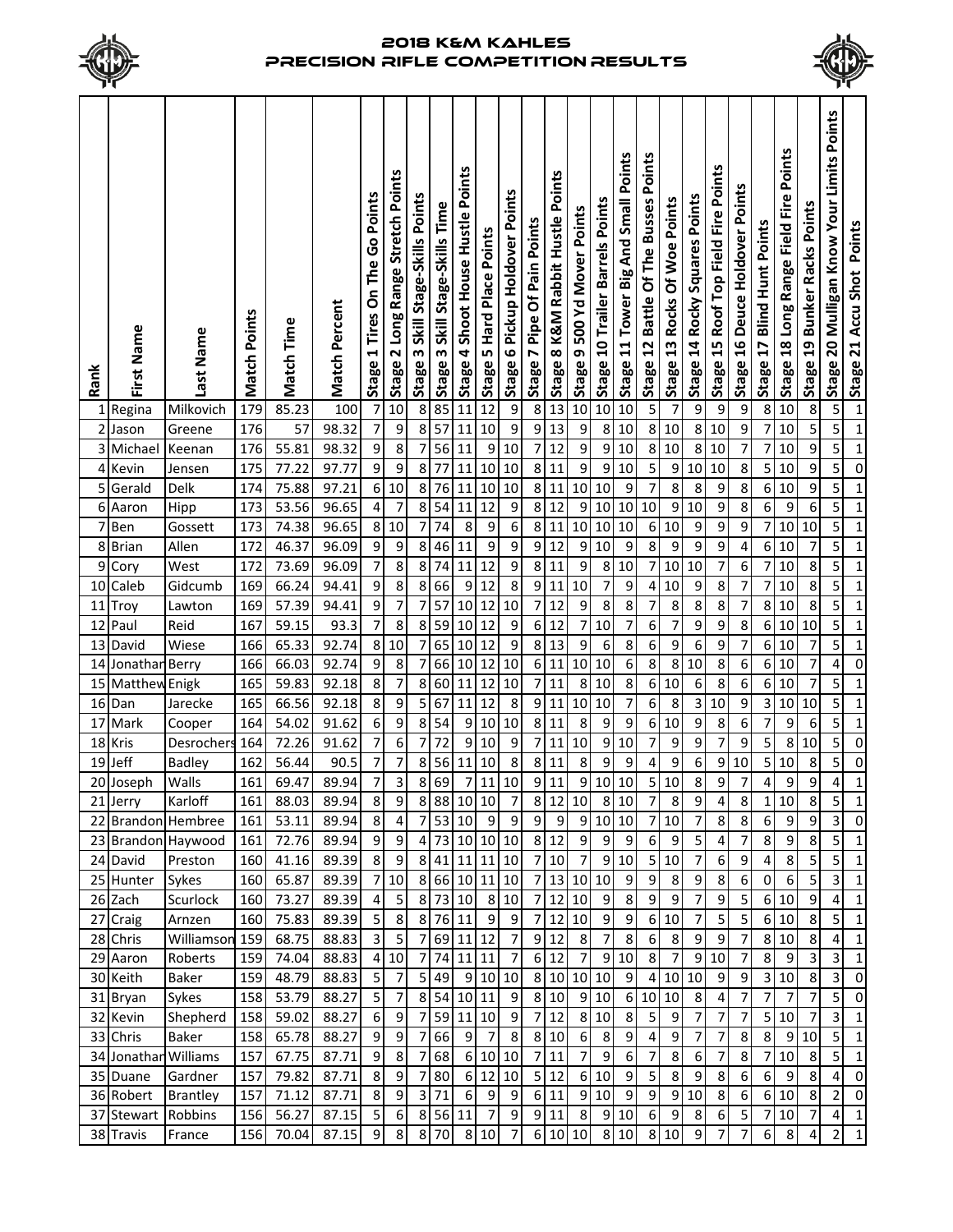# 2018 K&M Kahles Precision Rifle Competition Results

| Rank | First Name | Last Name | Match Points | Match Time | Match Percent | Stage 1 Tires On The Go Points | Stage 2 Long Range Stretch Points | Stage 3 Skill Stage-Skills Points | Stage 3 Skill Stage-Skills Time | Stage 4 Shoot House Hustle Points | Stage 5 Hard Place Points | Stage 6 Pickup Holdover Points | Stage 7 Pipe Of Pain Points | Stage 8 K&M Rabbit Hustle Points | Stage 9 500 Yd Mover Points | Stage 10 Trailer Barrels Points | Stage 11 Tower Big And Small Points | Stage 12 Battle Of The Busses Points | Stage 13 Rocks Of Woe Points | Stage 14 Rocky Squares Points | Stage 15 Roof Top Field Fire Points | Stage 16 Deuce Holdover Points | Stage 17 Blind Hunt Points | Stage 18 Long Range Field Fire Points | Stage 19 Bunker Racks Points | Stage 20 Mulligan Know Your Limits Points | Stage 21 Accu Shot Points |
|---|---|---|---|---|---|---|---|---|---|---|---|---|---|---|---|---|---|---|---|---|---|---|---|---|---|---|---|
| 1 | Regina | Milkovich | 179 | 85.23 | 100 | 7 | 10 | 8 | 85 | 11 | 12 | 9 | 8 | 13 | 10 | 10 | 10 | 5 | 7 | 9 | 9 | 9 | 8 | 10 | 8 | 5 | 1 |
| 2 | Jason | Greene | 176 | 57 | 98.32 | 7 | 9 | 8 | 57 | 11 | 10 | 9 | 9 | 13 | 9 | 8 | 10 | 8 | 10 | 8 | 10 | 9 | 7 | 10 | 5 | 5 | 1 |
| 3 | Michael | Keenan | 176 | 55.81 | 98.32 | 9 | 8 | 7 | 56 | 11 | 9 | 10 | 7 | 12 | 9 | 9 | 10 | 8 | 10 | 8 | 10 | 7 | 7 | 10 | 9 | 5 | 1 |
| 4 | Kevin | Jensen | 175 | 77.22 | 97.77 | 9 | 9 | 8 | 77 | 11 | 10 | 10 | 8 | 11 | 9 | 9 | 10 | 5 | 9 | 10 | 10 | 8 | 5 | 10 | 9 | 5 | 0 |
| 5 | Gerald | Delk | 174 | 75.88 | 97.21 | 6 | 10 | 8 | 76 | 11 | 10 | 10 | 8 | 11 | 10 | 10 | 9 | 7 | 8 | 8 | 9 | 8 | 6 | 10 | 9 | 5 | 1 |
| 6 | Aaron | Hipp | 173 | 53.56 | 96.65 | 4 | 7 | 8 | 54 | 11 | 12 | 9 | 8 | 12 | 9 | 10 | 10 | 10 | 9 | 10 | 9 | 8 | 6 | 9 | 6 | 5 | 1 |
| 7 | Ben | Gossett | 173 | 74.38 | 96.65 | 8 | 10 | 7 | 74 | 8 | 9 | 6 | 8 | 11 | 10 | 10 | 10 | 6 | 10 | 9 | 9 | 9 | 7 | 10 | 10 | 5 | 1 |
| 8 | Brian | Allen | 172 | 46.37 | 96.09 | 9 | 9 | 8 | 46 | 11 | 9 | 9 | 9 | 12 | 9 | 10 | 9 | 8 | 9 | 9 | 9 | 4 | 6 | 10 | 7 | 5 | 1 |
| 9 | Cory | West | 172 | 73.69 | 96.09 | 7 | 8 | 8 | 74 | 11 | 12 | 9 | 8 | 11 | 9 | 8 | 10 | 7 | 10 | 10 | 7 | 6 | 7 | 10 | 8 | 5 | 1 |
| 10 | Caleb | Gidcumb | 169 | 66.24 | 94.41 | 9 | 8 | 8 | 66 | 9 | 12 | 8 | 9 | 11 | 10 | 7 | 9 | 4 | 10 | 9 | 8 | 7 | 7 | 10 | 8 | 5 | 1 |
| 11 | Troy | Lawton | 169 | 57.39 | 94.41 | 9 | 7 | 7 | 57 | 10 | 12 | 10 | 7 | 12 | 9 | 8 | 8 | 7 | 8 | 8 | 8 | 7 | 8 | 10 | 8 | 5 | 1 |
| 12 | Paul | Reid | 167 | 59.15 | 93.3 | 7 | 8 | 8 | 59 | 10 | 12 | 9 | 6 | 12 | 7 | 10 | 7 | 6 | 7 | 9 | 9 | 8 | 6 | 10 | 10 | 5 | 1 |
| 13 | David | Wiese | 166 | 65.33 | 92.74 | 8 | 10 | 7 | 65 | 10 | 12 | 9 | 8 | 13 | 9 | 6 | 8 | 6 | 9 | 6 | 9 | 7 | 6 | 10 | 7 | 5 | 1 |
| 14 | Jonathan | Berry | 166 | 66.03 | 92.74 | 9 | 8 | 7 | 66 | 10 | 12 | 10 | 6 | 11 | 10 | 10 | 6 | 8 | 8 | 10 | 8 | 6 | 6 | 10 | 7 | 4 | 0 |
| 15 | Matthew | Enigk | 165 | 59.83 | 92.18 | 8 | 7 | 8 | 60 | 11 | 12 | 10 | 7 | 11 | 8 | 10 | 8 | 6 | 10 | 6 | 8 | 6 | 6 | 10 | 7 | 5 | 1 |
| 16 | Dan | Jarecke | 165 | 66.56 | 92.18 | 8 | 9 | 5 | 67 | 11 | 12 | 8 | 9 | 11 | 10 | 10 | 7 | 6 | 8 | 3 | 10 | 9 | 3 | 10 | 10 | 5 | 1 |
| 17 | Mark | Cooper | 164 | 54.02 | 91.62 | 6 | 9 | 8 | 54 | 9 | 10 | 10 | 8 | 11 | 8 | 9 | 9 | 6 | 10 | 9 | 8 | 6 | 7 | 9 | 6 | 5 | 1 |
| 18 | Kris | Desrochers | 164 | 72.26 | 91.62 | 7 | 6 | 7 | 72 | 9 | 10 | 9 | 7 | 11 | 10 | 9 | 10 | 7 | 9 | 9 | 7 | 9 | 5 | 8 | 10 | 5 | 0 |
| 19 | Jeff | Badley | 162 | 56.44 | 90.5 | 7 | 7 | 8 | 56 | 11 | 10 | 8 | 8 | 11 | 8 | 9 | 9 | 4 | 9 | 6 | 9 | 10 | 5 | 10 | 8 | 5 | 0 |
| 20 | Joseph | Walls | 161 | 69.47 | 89.94 | 7 | 3 | 8 | 69 | 7 | 11 | 10 | 9 | 11 | 9 | 10 | 10 | 5 | 10 | 8 | 9 | 7 | 4 | 9 | 9 | 4 | 1 |
| 21 | Jerry | Karloff | 161 | 88.03 | 89.94 | 8 | 9 | 8 | 88 | 10 | 10 | 7 | 8 | 12 | 10 | 8 | 10 | 7 | 8 | 9 | 4 | 8 | 1 | 10 | 8 | 5 | 1 |
| 22 | Brandon | Hembree | 161 | 53.11 | 89.94 | 8 | 4 | 7 | 53 | 10 | 9 | 9 | 9 | 9 | 9 | 10 | 10 | 7 | 10 | 7 | 8 | 8 | 6 | 9 | 9 | 3 | 0 |
| 23 | Brandon | Haywood | 161 | 72.76 | 89.94 | 9 | 9 | 4 | 73 | 10 | 10 | 10 | 8 | 12 | 9 | 9 | 9 | 6 | 9 | 5 | 4 | 7 | 8 | 9 | 8 | 5 | 1 |
| 24 | David | Preston | 160 | 41.16 | 89.39 | 8 | 9 | 8 | 41 | 11 | 11 | 10 | 7 | 10 | 7 | 9 | 10 | 5 | 10 | 7 | 6 | 9 | 4 | 8 | 5 | 5 | 1 |
| 25 | Hunter | Sykes | 160 | 65.87 | 89.39 | 7 | 10 | 8 | 66 | 10 | 11 | 10 | 7 | 13 | 10 | 10 | 9 | 9 | 8 | 9 | 8 | 6 | 0 | 6 | 5 | 3 | 1 |
| 26 | Zach | Scurlock | 160 | 73.27 | 89.39 | 4 | 5 | 8 | 73 | 10 | 8 | 10 | 7 | 12 | 10 | 9 | 8 | 9 | 9 | 7 | 9 | 5 | 6 | 10 | 9 | 4 | 1 |
| 27 | Craig | Arnzen | 160 | 75.83 | 89.39 | 5 | 8 | 8 | 76 | 11 | 9 | 9 | 7 | 12 | 10 | 9 | 9 | 6 | 10 | 7 | 5 | 5 | 6 | 10 | 8 | 5 | 1 |
| 28 | Chris | Williamson | 159 | 68.75 | 88.83 | 3 | 5 | 7 | 69 | 11 | 12 | 7 | 9 | 12 | 8 | 7 | 8 | 6 | 8 | 9 | 9 | 7 | 8 | 10 | 8 | 4 | 1 |
| 29 | Aaron | Roberts | 159 | 74.04 | 88.83 | 4 | 10 | 7 | 74 | 11 | 11 | 7 | 6 | 12 | 7 | 9 | 10 | 8 | 7 | 9 | 10 | 7 | 8 | 9 | 3 | 3 | 1 |
| 30 | Keith | Baker | 159 | 48.79 | 88.83 | 5 | 7 | 5 | 49 | 9 | 10 | 10 | 8 | 10 | 10 | 10 | 9 | 4 | 10 | 10 | 9 | 9 | 3 | 10 | 8 | 3 | 0 |
| 31 | Bryan | Sykes | 158 | 53.79 | 88.27 | 5 | 7 | 8 | 54 | 10 | 11 | 9 | 8 | 10 | 9 | 10 | 6 | 10 | 10 | 8 | 4 | 7 | 7 | 7 | 7 | 5 | 0 |
| 32 | Kevin | Shepherd | 158 | 59.02 | 88.27 | 6 | 9 | 7 | 59 | 11 | 10 | 9 | 7 | 12 | 8 | 10 | 8 | 5 | 9 | 7 | 7 | 7 | 5 | 10 | 7 | 3 | 1 |
| 33 | Chris | Baker | 158 | 65.78 | 88.27 | 9 | 9 | 7 | 66 | 9 | 7 | 8 | 8 | 10 | 6 | 8 | 9 | 4 | 9 | 7 | 7 | 8 | 8 | 9 | 10 | 5 | 1 |
| 34 | Jonathan | Williams | 157 | 67.75 | 87.71 | 9 | 8 | 7 | 68 | 6 | 10 | 10 | 7 | 11 | 7 | 9 | 6 | 7 | 8 | 6 | 7 | 8 | 7 | 10 | 8 | 5 | 1 |
| 35 | Duane | Gardner | 157 | 79.82 | 87.71 | 8 | 9 | 7 | 80 | 6 | 12 | 10 | 5 | 12 | 6 | 10 | 9 | 5 | 8 | 9 | 8 | 6 | 6 | 9 | 8 | 4 | 0 |
| 36 | Robert | Brantley | 157 | 71.12 | 87.71 | 8 | 9 | 3 | 71 | 6 | 9 | 9 | 6 | 11 | 9 | 10 | 9 | 9 | 9 | 10 | 8 | 6 | 6 | 10 | 8 | 2 | 0 |
| 37 | Stewart | Robbins | 156 | 56.27 | 87.15 | 5 | 6 | 8 | 56 | 11 | 7 | 9 | 9 | 11 | 8 | 9 | 10 | 6 | 9 | 8 | 6 | 5 | 7 | 10 | 7 | 4 | 1 |
| 38 | Travis | France | 156 | 70.04 | 87.15 | 9 | 8 | 8 | 70 | 8 | 10 | 7 | 6 | 10 | 10 | 8 | 10 | 8 | 10 | 9 | 7 | 7 | 6 | 8 | 4 | 2 | 1 |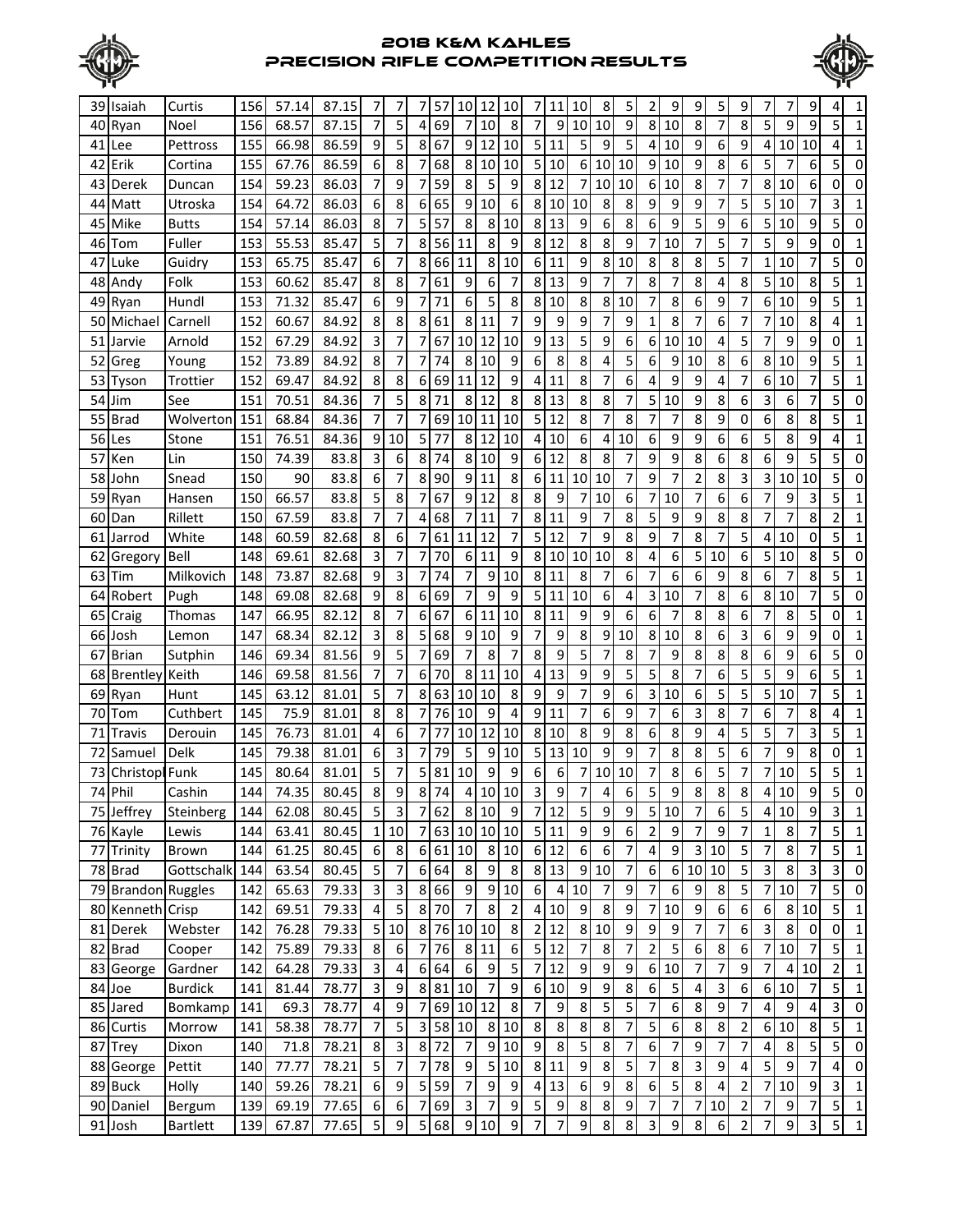# 2018 K&M Kahles Precision Rifle Competition Results

| | | | | | | | | | | | | | | | | | | | | | | | | | | | | | | |
|---|---|---|---|---|---|---|---|---|---|---|---|---|---|---|---|---|---|---|---|---|---|---|---|---|---|---|---|---|---|---|
| 39 | Isaiah | Curtis | 156 | 57.14 | 87.15 | 7 | 7 | 7 | 57 | 10 | 12 | 10 | 7 | 11 | 10 | 8 | 5 | 2 | 9 | 9 | 5 | 9 | 7 | 7 | 9 | 4 | 1 |
| 40 | Ryan | Noel | 156 | 68.57 | 87.15 | 7 | 5 | 4 | 69 | 7 | 10 | 8 | 7 | 9 | 10 | 10 | 9 | 8 | 10 | 8 | 7 | 8 | 5 | 9 | 9 | 5 | 1 |
| 41 | Lee | Pettross | 155 | 66.98 | 86.59 | 9 | 5 | 8 | 67 | 9 | 12 | 10 | 5 | 11 | 5 | 9 | 5 | 4 | 10 | 9 | 6 | 9 | 4 | 10 | 10 | 4 | 1 |
| 42 | Erik | Cortina | 155 | 67.76 | 86.59 | 6 | 8 | 7 | 68 | 8 | 10 | 10 | 5 | 10 | 6 | 10 | 10 | 9 | 10 | 9 | 8 | 6 | 5 | 7 | 6 | 5 | 0 |
| 43 | Derek | Duncan | 154 | 59.23 | 86.03 | 7 | 9 | 7 | 59 | 8 | 5 | 9 | 8 | 12 | 7 | 10 | 10 | 6 | 10 | 8 | 7 | 7 | 8 | 10 | 6 | 0 | 0 |
| 44 | Matt | Utroska | 154 | 64.72 | 86.03 | 6 | 8 | 6 | 65 | 9 | 10 | 6 | 8 | 10 | 10 | 8 | 8 | 9 | 9 | 9 | 7 | 5 | 5 | 10 | 7 | 3 | 1 |
| 45 | Mike | Butts | 154 | 57.14 | 86.03 | 8 | 7 | 5 | 57 | 8 | 8 | 10 | 8 | 13 | 9 | 6 | 8 | 6 | 9 | 5 | 9 | 6 | 5 | 10 | 9 | 5 | 0 |
| 46 | Tom | Fuller | 153 | 55.53 | 85.47 | 5 | 7 | 8 | 56 | 11 | 8 | 9 | 8 | 12 | 8 | 8 | 9 | 7 | 10 | 7 | 5 | 7 | 5 | 9 | 9 | 0 | 1 |
| 47 | Luke | Guidry | 153 | 65.75 | 85.47 | 6 | 7 | 8 | 66 | 11 | 8 | 10 | 6 | 11 | 9 | 8 | 10 | 8 | 8 | 8 | 5 | 7 | 1 | 10 | 7 | 5 | 0 |
| 48 | Andy | Folk | 153 | 60.62 | 85.47 | 8 | 8 | 7 | 61 | 9 | 6 | 7 | 8 | 13 | 9 | 7 | 7 | 8 | 7 | 8 | 4 | 8 | 5 | 10 | 8 | 5 | 1 |
| 49 | Ryan | Hundl | 153 | 71.32 | 85.47 | 6 | 9 | 7 | 71 | 6 | 5 | 8 | 8 | 10 | 8 | 8 | 10 | 7 | 8 | 6 | 9 | 7 | 6 | 10 | 9 | 5 | 1 |
| 50 | Michael | Carnell | 152 | 60.67 | 84.92 | 8 | 8 | 8 | 61 | 8 | 11 | 7 | 9 | 9 | 9 | 7 | 9 | 1 | 8 | 7 | 6 | 7 | 7 | 10 | 8 | 4 | 1 |
| 51 | Jarvie | Arnold | 152 | 67.29 | 84.92 | 3 | 7 | 7 | 67 | 10 | 12 | 10 | 9 | 13 | 5 | 9 | 6 | 6 | 10 | 10 | 4 | 5 | 7 | 9 | 9 | 0 | 1 |
| 52 | Greg | Young | 152 | 73.89 | 84.92 | 8 | 7 | 7 | 74 | 8 | 10 | 9 | 6 | 8 | 8 | 4 | 5 | 6 | 9 | 10 | 8 | 6 | 8 | 10 | 9 | 5 | 1 |
| 53 | Tyson | Trottier | 152 | 69.47 | 84.92 | 8 | 8 | 6 | 69 | 11 | 12 | 9 | 4 | 11 | 8 | 7 | 6 | 4 | 9 | 9 | 4 | 7 | 6 | 10 | 7 | 5 | 1 |
| 54 | Jim | See | 151 | 70.51 | 84.36 | 7 | 5 | 8 | 71 | 8 | 12 | 8 | 8 | 13 | 8 | 8 | 7 | 5 | 10 | 9 | 8 | 6 | 3 | 6 | 7 | 5 | 0 |
| 55 | Brad | Wolverton | 151 | 68.84 | 84.36 | 7 | 7 | 7 | 69 | 10 | 11 | 10 | 5 | 12 | 8 | 7 | 8 | 7 | 7 | 8 | 9 | 0 | 6 | 8 | 8 | 5 | 1 |
| 56 | Les | Stone | 151 | 76.51 | 84.36 | 9 | 10 | 5 | 77 | 8 | 12 | 10 | 4 | 10 | 6 | 4 | 10 | 6 | 9 | 9 | 6 | 6 | 5 | 8 | 9 | 4 | 1 |
| 57 | Ken | Lin | 150 | 74.39 | 83.8 | 3 | 6 | 8 | 74 | 8 | 10 | 9 | 6 | 12 | 8 | 8 | 7 | 9 | 9 | 8 | 6 | 8 | 6 | 9 | 5 | 5 | 0 |
| 58 | John | Snead | 150 | 90 | 83.8 | 6 | 7 | 8 | 90 | 9 | 11 | 8 | 6 | 11 | 10 | 10 | 7 | 9 | 7 | 2 | 8 | 3 | 3 | 10 | 10 | 5 | 0 |
| 59 | Ryan | Hansen | 150 | 66.57 | 83.8 | 5 | 8 | 7 | 67 | 9 | 12 | 8 | 8 | 9 | 7 | 10 | 6 | 7 | 10 | 7 | 6 | 6 | 7 | 9 | 3 | 5 | 1 |
| 60 | Dan | Rillett | 150 | 67.59 | 83.8 | 7 | 7 | 4 | 68 | 7 | 11 | 7 | 8 | 11 | 9 | 7 | 8 | 5 | 9 | 9 | 8 | 8 | 7 | 7 | 8 | 2 | 1 |
| 61 | Jarrod | White | 148 | 60.59 | 82.68 | 8 | 6 | 7 | 61 | 11 | 12 | 7 | 5 | 12 | 7 | 9 | 8 | 9 | 7 | 8 | 7 | 5 | 4 | 10 | 0 | 5 | 1 |
| 62 | Gregory | Bell | 148 | 69.61 | 82.68 | 3 | 7 | 7 | 70 | 6 | 11 | 9 | 8 | 10 | 10 | 10 | 8 | 4 | 6 | 5 | 10 | 6 | 5 | 10 | 8 | 5 | 0 |
| 63 | Tim | Milkovich | 148 | 73.87 | 82.68 | 9 | 3 | 7 | 74 | 7 | 9 | 10 | 8 | 11 | 8 | 7 | 6 | 7 | 6 | 6 | 9 | 8 | 6 | 7 | 8 | 5 | 1 |
| 64 | Robert | Pugh | 148 | 69.08 | 82.68 | 9 | 8 | 6 | 69 | 7 | 9 | 9 | 5 | 11 | 10 | 6 | 4 | 3 | 10 | 7 | 8 | 6 | 8 | 10 | 7 | 5 | 0 |
| 65 | Craig | Thomas | 147 | 66.95 | 82.12 | 8 | 7 | 6 | 67 | 6 | 11 | 10 | 8 | 11 | 9 | 9 | 6 | 6 | 7 | 8 | 8 | 6 | 7 | 8 | 5 | 0 | 1 |
| 66 | Josh | Lemon | 147 | 68.34 | 82.12 | 3 | 8 | 5 | 68 | 9 | 10 | 9 | 7 | 9 | 8 | 9 | 10 | 8 | 10 | 8 | 6 | 3 | 6 | 9 | 9 | 0 | 1 |
| 67 | Brian | Sutphin | 146 | 69.34 | 81.56 | 9 | 5 | 7 | 69 | 7 | 8 | 7 | 8 | 9 | 5 | 7 | 8 | 7 | 9 | 8 | 8 | 8 | 6 | 9 | 6 | 5 | 0 |
| 68 | Brentley | Keith | 146 | 69.58 | 81.56 | 7 | 7 | 6 | 70 | 8 | 11 | 10 | 4 | 13 | 9 | 9 | 5 | 5 | 8 | 7 | 6 | 5 | 5 | 9 | 6 | 5 | 1 |
| 69 | Ryan | Hunt | 145 | 63.12 | 81.01 | 5 | 7 | 8 | 63 | 10 | 10 | 8 | 9 | 9 | 7 | 9 | 6 | 3 | 10 | 6 | 5 | 5 | 5 | 10 | 7 | 5 | 1 |
| 70 | Tom | Cuthbert | 145 | 75.9 | 81.01 | 8 | 8 | 7 | 76 | 10 | 9 | 4 | 9 | 11 | 7 | 6 | 9 | 7 | 6 | 3 | 8 | 7 | 6 | 7 | 8 | 4 | 1 |
| 71 | Travis | Derouin | 145 | 76.73 | 81.01 | 4 | 6 | 7 | 77 | 10 | 12 | 10 | 8 | 10 | 8 | 9 | 8 | 6 | 8 | 9 | 4 | 5 | 5 | 7 | 3 | 5 | 1 |
| 72 | Samuel | Delk | 145 | 79.38 | 81.01 | 6 | 3 | 7 | 79 | 5 | 9 | 10 | 5 | 13 | 10 | 9 | 9 | 7 | 8 | 8 | 5 | 6 | 7 | 9 | 8 | 0 | 1 |
| 73 | Christopl | Funk | 145 | 80.64 | 81.01 | 5 | 7 | 5 | 81 | 10 | 9 | 9 | 6 | 6 | 7 | 10 | 10 | 7 | 8 | 6 | 5 | 7 | 7 | 10 | 5 | 5 | 1 |
| 74 | Phil | Cashin | 144 | 74.35 | 80.45 | 8 | 9 | 8 | 74 | 4 | 10 | 10 | 3 | 9 | 7 | 4 | 6 | 5 | 9 | 8 | 8 | 8 | 4 | 10 | 9 | 5 | 0 |
| 75 | Jeffrey | Steinberg | 144 | 62.08 | 80.45 | 5 | 3 | 7 | 62 | 8 | 10 | 9 | 7 | 12 | 5 | 9 | 9 | 5 | 10 | 7 | 6 | 5 | 4 | 10 | 9 | 3 | 1 |
| 76 | Kayle | Lewis | 144 | 63.41 | 80.45 | 1 | 10 | 7 | 63 | 10 | 10 | 10 | 5 | 11 | 9 | 9 | 6 | 2 | 9 | 7 | 9 | 7 | 1 | 8 | 7 | 5 | 1 |
| 77 | Trinity | Brown | 144 | 61.25 | 80.45 | 6 | 8 | 6 | 61 | 10 | 8 | 10 | 6 | 12 | 6 | 6 | 7 | 4 | 9 | 3 | 10 | 5 | 7 | 8 | 7 | 5 | 1 |
| 78 | Brad | Gottschalk | 144 | 63.54 | 80.45 | 5 | 7 | 6 | 64 | 8 | 9 | 8 | 8 | 13 | 9 | 10 | 7 | 6 | 6 | 10 | 10 | 5 | 3 | 8 | 3 | 3 | 0 |
| 79 | Brandon | Ruggles | 142 | 65.63 | 79.33 | 3 | 3 | 8 | 66 | 9 | 9 | 10 | 6 | 4 | 10 | 7 | 9 | 7 | 6 | 9 | 8 | 5 | 7 | 10 | 7 | 5 | 0 |
| 80 | Kenneth | Crisp | 142 | 69.51 | 79.33 | 4 | 5 | 8 | 70 | 7 | 8 | 2 | 4 | 10 | 9 | 8 | 9 | 7 | 10 | 9 | 6 | 6 | 6 | 8 | 10 | 5 | 1 |
| 81 | Derek | Webster | 142 | 76.28 | 79.33 | 5 | 10 | 8 | 76 | 10 | 10 | 8 | 2 | 12 | 8 | 10 | 9 | 9 | 9 | 7 | 7 | 6 | 3 | 8 | 0 | 0 | 1 |
| 82 | Brad | Cooper | 142 | 75.89 | 79.33 | 8 | 6 | 7 | 76 | 8 | 11 | 6 | 5 | 12 | 7 | 8 | 7 | 2 | 5 | 6 | 8 | 6 | 7 | 10 | 7 | 5 | 1 |
| 83 | George | Gardner | 142 | 64.28 | 79.33 | 3 | 4 | 6 | 64 | 6 | 9 | 5 | 7 | 12 | 9 | 9 | 9 | 6 | 10 | 7 | 7 | 9 | 7 | 4 | 10 | 2 | 1 |
| 84 | Joe | Burdick | 141 | 81.44 | 78.77 | 3 | 9 | 8 | 81 | 10 | 7 | 9 | 6 | 10 | 9 | 9 | 8 | 6 | 5 | 4 | 3 | 6 | 6 | 10 | 7 | 5 | 1 |
| 85 | Jared | Bomkamp | 141 | 69.3 | 78.77 | 4 | 9 | 7 | 69 | 10 | 12 | 8 | 7 | 9 | 8 | 5 | 5 | 7 | 6 | 8 | 9 | 7 | 4 | 9 | 4 | 3 | 0 |
| 86 | Curtis | Morrow | 141 | 58.38 | 78.77 | 7 | 5 | 3 | 58 | 10 | 8 | 10 | 8 | 8 | 8 | 8 | 7 | 5 | 6 | 8 | 8 | 2 | 6 | 10 | 8 | 5 | 1 |
| 87 | Trey | Dixon | 140 | 71.8 | 78.21 | 8 | 3 | 8 | 72 | 7 | 9 | 10 | 9 | 8 | 5 | 8 | 7 | 6 | 7 | 9 | 7 | 7 | 4 | 8 | 5 | 5 | 0 |
| 88 | George | Pettit | 140 | 77.77 | 78.21 | 5 | 7 | 7 | 78 | 9 | 5 | 10 | 8 | 11 | 9 | 8 | 5 | 7 | 8 | 3 | 9 | 4 | 5 | 9 | 7 | 4 | 0 |
| 89 | Buck | Holly | 140 | 59.26 | 78.21 | 6 | 9 | 5 | 59 | 7 | 9 | 9 | 4 | 13 | 6 | 9 | 8 | 6 | 5 | 8 | 4 | 2 | 7 | 10 | 9 | 3 | 1 |
| 90 | Daniel | Bergum | 139 | 69.19 | 77.65 | 6 | 6 | 7 | 69 | 3 | 7 | 9 | 5 | 9 | 8 | 8 | 9 | 7 | 7 | 7 | 10 | 2 | 7 | 9 | 7 | 5 | 1 |
| 91 | Josh | Bartlett | 139 | 67.87 | 77.65 | 5 | 9 | 5 | 68 | 9 | 10 | 9 | 7 | 7 | 9 | 8 | 8 | 3 | 9 | 8 | 6 | 2 | 7 | 9 | 3 | 5 | 1 |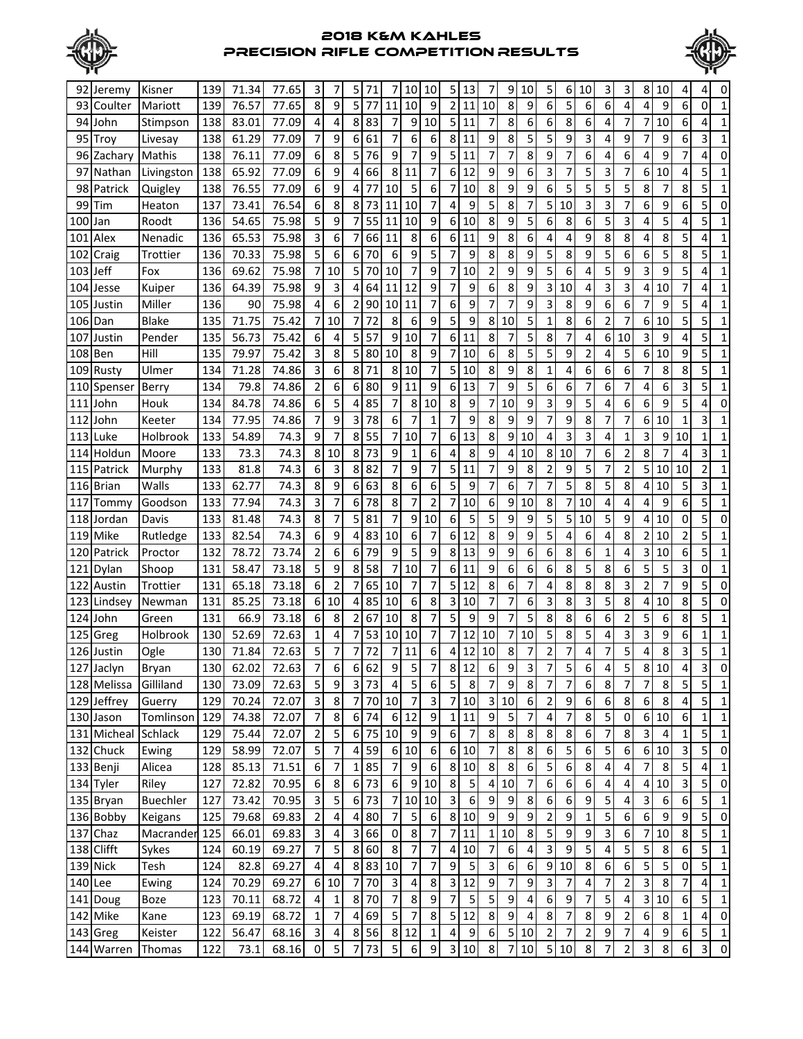# 2018 K&M KAHLES PRECISION RIFLE COMPETITION RESULTS

| | | | | | | | | | | | | | | | | | | | | | | | | | | | | | | |
|---|---|---|---|---|---|---|---|---|---|---|---|---|---|---|---|---|---|---|---|---|---|---|---|---|---|---|---|---|---|---|
| 92 | Jeremy | Kisner | 139 | 71.34 | 77.65 | 3 | 7 | 5 | 71 | 7 | 10 | 10 | 5 | 13 | 7 | 9 | 10 | 5 | 6 | 10 | 3 | 3 | 8 | 10 | 4 | 4 | 0 |
| 93 | Coulter | Mariott | 139 | 76.57 | 77.65 | 8 | 9 | 5 | 77 | 11 | 10 | 9 | 2 | 11 | 10 | 8 | 9 | 6 | 5 | 6 | 6 | 4 | 4 | 9 | 6 | 0 | 1 |
| 94 | John | Stimpson | 138 | 83.01 | 77.09 | 4 | 4 | 8 | 83 | 7 | 9 | 10 | 5 | 11 | 7 | 8 | 6 | 6 | 8 | 6 | 4 | 7 | 7 | 10 | 6 | 4 | 1 |
| 95 | Troy | Livesay | 138 | 61.29 | 77.09 | 7 | 9 | 6 | 61 | 7 | 6 | 6 | 8 | 11 | 9 | 8 | 5 | 5 | 9 | 3 | 4 | 9 | 7 | 9 | 6 | 3 | 1 |
| 96 | Zachary | Mathis | 138 | 76.11 | 77.09 | 6 | 8 | 5 | 76 | 9 | 7 | 9 | 5 | 11 | 7 | 7 | 8 | 9 | 7 | 6 | 4 | 6 | 4 | 9 | 7 | 4 | 0 |
| 97 | Nathan | Livingston | 138 | 65.92 | 77.09 | 6 | 9 | 4 | 66 | 8 | 11 | 7 | 6 | 12 | 9 | 9 | 6 | 3 | 7 | 5 | 3 | 7 | 6 | 10 | 4 | 5 | 1 |
| 98 | Patrick | Quigley | 138 | 76.55 | 77.09 | 6 | 9 | 4 | 77 | 10 | 5 | 6 | 7 | 10 | 8 | 9 | 9 | 6 | 5 | 5 | 5 | 5 | 8 | 7 | 8 | 5 | 1 |
| 99 | Tim | Heaton | 137 | 73.41 | 76.54 | 6 | 8 | 8 | 73 | 11 | 10 | 7 | 4 | 9 | 5 | 8 | 7 | 5 | 10 | 3 | 3 | 7 | 6 | 9 | 6 | 5 | 0 |
| 100 | Jan | Roodt | 136 | 54.65 | 75.98 | 5 | 9 | 7 | 55 | 11 | 10 | 9 | 6 | 10 | 8 | 9 | 5 | 6 | 8 | 6 | 5 | 3 | 4 | 5 | 4 | 5 | 1 |
| 101 | Alex | Nenadic | 136 | 65.53 | 75.98 | 3 | 6 | 7 | 66 | 11 | 8 | 6 | 6 | 11 | 9 | 8 | 6 | 4 | 4 | 9 | 8 | 8 | 4 | 8 | 5 | 4 | 1 |
| 102 | Craig | Trottier | 136 | 70.33 | 75.98 | 5 | 6 | 6 | 70 | 6 | 9 | 5 | 7 | 9 | 8 | 8 | 9 | 5 | 8 | 9 | 5 | 6 | 6 | 5 | 8 | 5 | 1 |
| 103 | Jeff | Fox | 136 | 69.62 | 75.98 | 7 | 10 | 5 | 70 | 10 | 7 | 9 | 7 | 10 | 2 | 9 | 9 | 5 | 6 | 4 | 5 | 9 | 3 | 9 | 5 | 4 | 1 |
| 104 | Jesse | Kuiper | 136 | 64.39 | 75.98 | 9 | 3 | 4 | 64 | 11 | 12 | 9 | 7 | 9 | 6 | 8 | 9 | 3 | 10 | 4 | 3 | 3 | 4 | 10 | 7 | 4 | 1 |
| 105 | Justin | Miller | 136 | 90 | 75.98 | 4 | 6 | 2 | 90 | 10 | 11 | 7 | 6 | 9 | 7 | 7 | 9 | 3 | 8 | 9 | 6 | 6 | 7 | 9 | 5 | 4 | 1 |
| 106 | Dan | Blake | 135 | 71.75 | 75.42 | 7 | 10 | 7 | 72 | 8 | 6 | 9 | 5 | 9 | 8 | 10 | 5 | 1 | 8 | 6 | 2 | 7 | 6 | 10 | 5 | 5 | 1 |
| 107 | Justin | Pender | 135 | 56.73 | 75.42 | 6 | 4 | 5 | 57 | 9 | 10 | 7 | 6 | 11 | 8 | 7 | 5 | 8 | 7 | 4 | 6 | 10 | 3 | 9 | 4 | 5 | 1 |
| 108 | Ben | Hill | 135 | 79.97 | 75.42 | 3 | 8 | 5 | 80 | 10 | 8 | 9 | 7 | 10 | 6 | 8 | 5 | 5 | 9 | 2 | 4 | 5 | 6 | 10 | 9 | 5 | 1 |
| 109 | Rusty | Ulmer | 134 | 71.28 | 74.86 | 3 | 6 | 8 | 71 | 8 | 10 | 7 | 5 | 10 | 8 | 9 | 8 | 1 | 4 | 6 | 6 | 6 | 7 | 8 | 8 | 5 | 1 |
| 110 | Spenser | Berry | 134 | 79.8 | 74.86 | 2 | 6 | 6 | 80 | 9 | 11 | 9 | 6 | 13 | 7 | 9 | 5 | 6 | 6 | 7 | 6 | 7 | 4 | 6 | 3 | 5 | 1 |
| 111 | John | Houk | 134 | 84.78 | 74.86 | 6 | 5 | 4 | 85 | 7 | 8 | 10 | 8 | 9 | 7 | 10 | 9 | 3 | 9 | 5 | 4 | 6 | 6 | 9 | 5 | 4 | 0 |
| 112 | John | Keeter | 134 | 77.95 | 74.86 | 7 | 9 | 3 | 78 | 6 | 7 | 1 | 7 | 9 | 8 | 9 | 9 | 7 | 9 | 8 | 7 | 7 | 6 | 10 | 1 | 3 | 1 |
| 113 | Luke | Holbrook | 133 | 54.89 | 74.3 | 9 | 7 | 8 | 55 | 7 | 10 | 7 | 6 | 13 | 8 | 9 | 10 | 4 | 3 | 3 | 4 | 1 | 3 | 9 | 10 | 1 | 1 |
| 114 | Holdun | Moore | 133 | 73.3 | 74.3 | 8 | 10 | 8 | 73 | 9 | 1 | 6 | 4 | 8 | 9 | 4 | 10 | 8 | 10 | 7 | 6 | 2 | 8 | 7 | 4 | 3 | 1 |
| 115 | Patrick | Murphy | 133 | 81.8 | 74.3 | 6 | 3 | 8 | 82 | 7 | 9 | 7 | 5 | 11 | 7 | 9 | 8 | 2 | 9 | 5 | 7 | 2 | 5 | 10 | 10 | 2 | 1 |
| 116 | Brian | Walls | 133 | 62.77 | 74.3 | 8 | 9 | 6 | 63 | 8 | 6 | 6 | 5 | 9 | 7 | 6 | 7 | 7 | 5 | 8 | 5 | 8 | 4 | 10 | 5 | 3 | 1 |
| 117 | Tommy | Goodson | 133 | 77.94 | 74.3 | 3 | 7 | 6 | 78 | 8 | 7 | 2 | 7 | 10 | 6 | 9 | 10 | 8 | 7 | 10 | 4 | 4 | 4 | 9 | 6 | 5 | 1 |
| 118 | Jordan | Davis | 133 | 81.48 | 74.3 | 8 | 7 | 5 | 81 | 7 | 9 | 10 | 6 | 5 | 5 | 9 | 9 | 5 | 5 | 10 | 5 | 9 | 4 | 10 | 0 | 5 | 0 |
| 119 | Mike | Rutledge | 133 | 82.54 | 74.3 | 6 | 9 | 4 | 83 | 10 | 6 | 7 | 6 | 12 | 8 | 9 | 9 | 5 | 4 | 6 | 4 | 8 | 2 | 10 | 2 | 5 | 1 |
| 120 | Patrick | Proctor | 132 | 78.72 | 73.74 | 2 | 6 | 6 | 79 | 9 | 5 | 9 | 8 | 13 | 9 | 9 | 6 | 6 | 8 | 6 | 1 | 4 | 3 | 10 | 6 | 5 | 1 |
| 121 | Dylan | Shoop | 131 | 58.47 | 73.18 | 5 | 9 | 8 | 58 | 7 | 10 | 7 | 6 | 11 | 9 | 6 | 6 | 6 | 8 | 5 | 8 | 6 | 5 | 5 | 3 | 0 | 1 |
| 122 | Austin | Trottier | 131 | 65.18 | 73.18 | 6 | 2 | 7 | 65 | 10 | 7 | 7 | 5 | 12 | 8 | 6 | 7 | 4 | 8 | 8 | 8 | 3 | 2 | 7 | 9 | 5 | 0 |
| 123 | Lindsey | Newman | 131 | 85.25 | 73.18 | 6 | 10 | 4 | 85 | 10 | 6 | 8 | 3 | 10 | 7 | 7 | 6 | 3 | 8 | 3 | 5 | 8 | 4 | 10 | 8 | 5 | 0 |
| 124 | John | Green | 131 | 66.9 | 73.18 | 6 | 8 | 2 | 67 | 10 | 8 | 7 | 5 | 9 | 9 | 7 | 5 | 8 | 8 | 6 | 6 | 2 | 5 | 6 | 8 | 5 | 1 |
| 125 | Greg | Holbrook | 130 | 52.69 | 72.63 | 1 | 4 | 7 | 53 | 10 | 10 | 7 | 7 | 12 | 10 | 7 | 10 | 5 | 8 | 5 | 4 | 3 | 3 | 9 | 6 | 1 | 1 |
| 126 | Justin | Ogle | 130 | 71.84 | 72.63 | 5 | 7 | 7 | 72 | 7 | 11 | 6 | 4 | 12 | 10 | 8 | 7 | 2 | 7 | 4 | 7 | 5 | 4 | 8 | 3 | 5 | 1 |
| 127 | Jaclyn | Bryan | 130 | 62.02 | 72.63 | 7 | 6 | 6 | 62 | 9 | 5 | 7 | 8 | 12 | 6 | 9 | 3 | 7 | 5 | 6 | 4 | 5 | 8 | 10 | 4 | 3 | 0 |
| 128 | Melissa | Gilliland | 130 | 73.09 | 72.63 | 5 | 9 | 3 | 73 | 4 | 5 | 6 | 5 | 8 | 7 | 9 | 8 | 7 | 7 | 6 | 8 | 7 | 7 | 8 | 5 | 5 | 1 |
| 129 | Jeffrey | Guerry | 129 | 70.24 | 72.07 | 3 | 8 | 7 | 70 | 10 | 7 | 3 | 7 | 10 | 3 | 10 | 6 | 2 | 9 | 6 | 6 | 8 | 6 | 8 | 4 | 5 | 1 |
| 130 | Jason | Tomlinson | 129 | 74.38 | 72.07 | 7 | 8 | 6 | 74 | 6 | 12 | 9 | 1 | 11 | 9 | 5 | 7 | 4 | 7 | 8 | 5 | 0 | 6 | 10 | 6 | 1 | 1 |
| 131 | Micheal | Schlack | 129 | 75.44 | 72.07 | 2 | 5 | 6 | 75 | 10 | 9 | 9 | 6 | 7 | 8 | 8 | 8 | 8 | 8 | 6 | 7 | 8 | 3 | 4 | 1 | 5 | 1 |
| 132 | Chuck | Ewing | 129 | 58.99 | 72.07 | 5 | 7 | 4 | 59 | 6 | 10 | 6 | 6 | 10 | 7 | 8 | 8 | 6 | 5 | 6 | 5 | 6 | 6 | 10 | 3 | 5 | 0 |
| 133 | Benji | Alicea | 128 | 85.13 | 71.51 | 6 | 7 | 1 | 85 | 7 | 9 | 6 | 8 | 10 | 8 | 8 | 6 | 5 | 6 | 8 | 4 | 4 | 7 | 8 | 5 | 4 | 1 |
| 134 | Tyler | Riley | 127 | 72.82 | 70.95 | 6 | 8 | 6 | 73 | 6 | 9 | 10 | 8 | 5 | 4 | 10 | 7 | 6 | 6 | 6 | 4 | 4 | 4 | 10 | 3 | 5 | 0 |
| 135 | Bryan | Buechler | 127 | 73.42 | 70.95 | 3 | 5 | 6 | 73 | 7 | 10 | 10 | 3 | 6 | 9 | 9 | 8 | 6 | 6 | 9 | 5 | 4 | 3 | 6 | 6 | 5 | 1 |
| 136 | Bobby | Keigans | 125 | 79.68 | 69.83 | 2 | 4 | 4 | 80 | 7 | 5 | 6 | 8 | 10 | 9 | 9 | 9 | 2 | 9 | 1 | 5 | 6 | 6 | 9 | 9 | 5 | 0 |
| 137 | Chaz | Macrander | 125 | 66.01 | 69.83 | 3 | 4 | 3 | 66 | 0 | 8 | 7 | 7 | 11 | 1 | 10 | 8 | 5 | 9 | 9 | 3 | 6 | 7 | 10 | 8 | 5 | 1 |
| 138 | Clifft | Sykes | 124 | 60.19 | 69.27 | 7 | 5 | 8 | 60 | 8 | 7 | 7 | 4 | 10 | 7 | 6 | 4 | 3 | 9 | 5 | 4 | 5 | 5 | 8 | 6 | 5 | 1 |
| 139 | Nick | Tesh | 124 | 82.8 | 69.27 | 4 | 4 | 8 | 83 | 10 | 7 | 7 | 9 | 5 | 3 | 6 | 6 | 9 | 10 | 8 | 6 | 6 | 5 | 5 | 0 | 5 | 1 |
| 140 | Lee | Ewing | 124 | 70.29 | 69.27 | 6 | 10 | 7 | 70 | 3 | 4 | 8 | 3 | 12 | 9 | 7 | 9 | 3 | 7 | 4 | 7 | 2 | 3 | 8 | 7 | 4 | 1 |
| 141 | Doug | Boze | 123 | 70.11 | 68.72 | 4 | 1 | 8 | 70 | 7 | 8 | 9 | 7 | 5 | 5 | 9 | 4 | 6 | 9 | 7 | 5 | 4 | 3 | 10 | 6 | 5 | 1 |
| 142 | Mike | Kane | 123 | 69.19 | 68.72 | 1 | 7 | 4 | 69 | 5 | 7 | 8 | 5 | 12 | 8 | 9 | 4 | 8 | 7 | 8 | 9 | 2 | 6 | 8 | 1 | 4 | 0 |
| 143 | Greg | Keister | 122 | 56.47 | 68.16 | 3 | 4 | 8 | 56 | 8 | 12 | 1 | 4 | 9 | 6 | 5 | 10 | 2 | 7 | 2 | 9 | 7 | 4 | 9 | 6 | 5 | 1 |
| 144 | Warren | Thomas | 122 | 73.1 | 68.16 | 0 | 5 | 7 | 73 | 5 | 6 | 9 | 3 | 10 | 8 | 7 | 10 | 5 | 10 | 8 | 7 | 2 | 3 | 8 | 6 | 3 | 0 |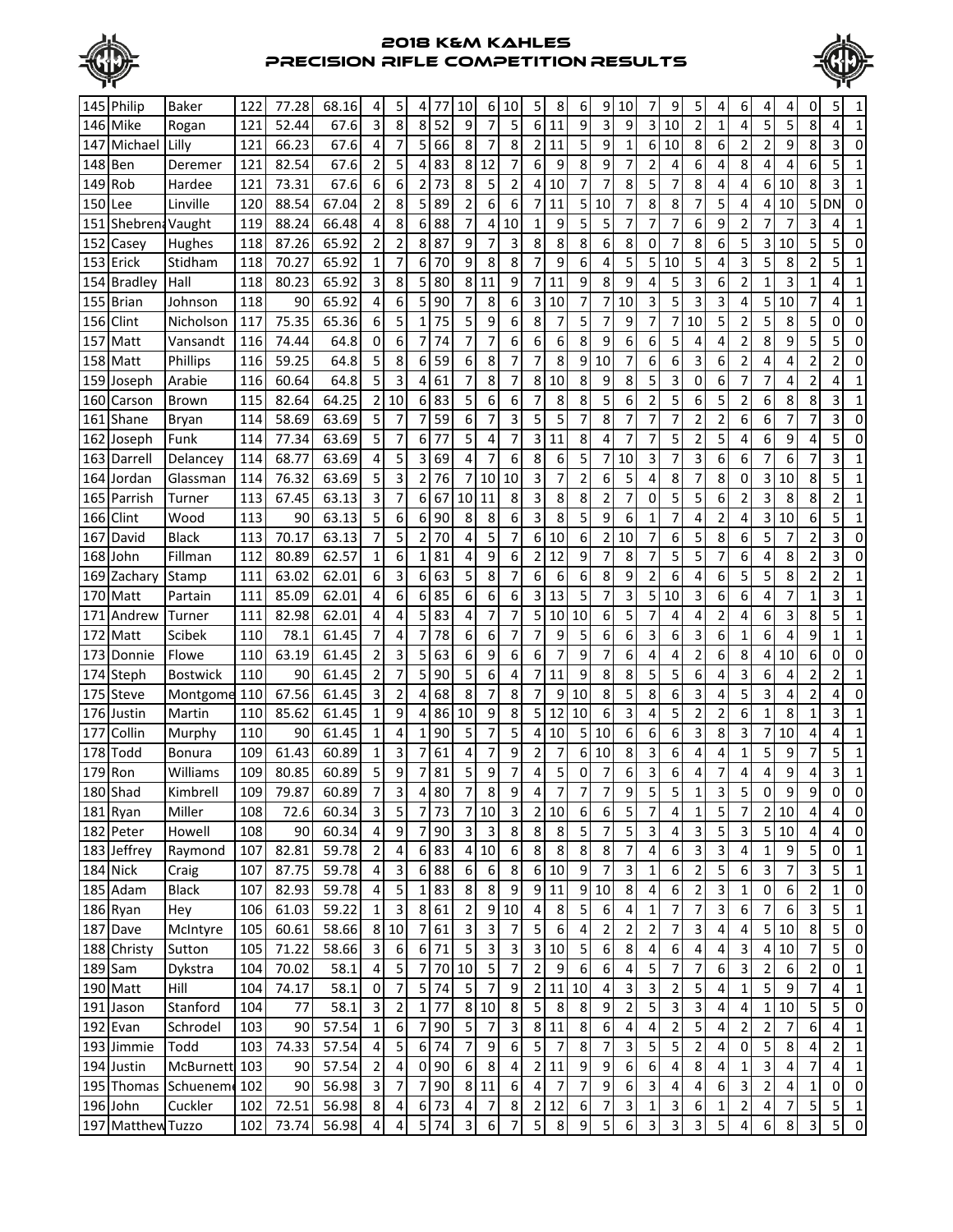# 2018 K&M KAHLES PRECISION RIFLE COMPETITION RESULTS

| | | | | | | | | | | | | | | | | | | | | | | | | | | | | | |
|---|---|---|---|---|---|---|---|---|---|---|---|---|---|---|---|---|---|---|---|---|---|---|---|---|---|---|---|---|---|
| 145 | Philip | Baker | 122 | 77.28 | 68.16 | 4 | 5 | 4 | 77 | 10 | 6 | 10 | 5 | 8 | 6 | 9 | 10 | 7 | 9 | 5 | 4 | 6 | 4 | 4 | 0 | 5 | 1 |
| 146 | Mike | Rogan | 121 | 52.44 | 67.6 | 3 | 8 | 8 | 52 | 9 | 7 | 5 | 6 | 11 | 9 | 3 | 9 | 3 | 10 | 2 | 1 | 4 | 5 | 5 | 8 | 4 | 1 |
| 147 | Michael | Lilly | 121 | 66.23 | 67.6 | 4 | 7 | 5 | 66 | 8 | 7 | 8 | 2 | 11 | 5 | 9 | 1 | 6 | 10 | 8 | 6 | 2 | 2 | 9 | 8 | 3 | 0 |
| 148 | Ben | Deremer | 121 | 82.54 | 67.6 | 2 | 5 | 4 | 83 | 8 | 12 | 7 | 6 | 9 | 8 | 9 | 7 | 2 | 4 | 6 | 4 | 8 | 4 | 4 | 6 | 5 | 1 |
| 149 | Rob | Hardee | 121 | 73.31 | 67.6 | 6 | 6 | 2 | 73 | 8 | 5 | 2 | 4 | 10 | 7 | 7 | 8 | 5 | 7 | 8 | 4 | 4 | 6 | 10 | 8 | 3 | 1 |
| 150 | Lee | Linville | 120 | 88.54 | 67.04 | 2 | 8 | 5 | 89 | 2 | 6 | 6 | 7 | 11 | 5 | 10 | 7 | 8 | 8 | 7 | 5 | 4 | 4 | 10 | 5 | DN | 0 |
| 151 | Shebrena | Vaught | 119 | 88.24 | 66.48 | 4 | 8 | 6 | 88 | 7 | 4 | 10 | 1 | 9 | 5 | 5 | 7 | 7 | 7 | 6 | 9 | 2 | 7 | 7 | 3 | 4 | 1 |
| 152 | Casey | Hughes | 118 | 87.26 | 65.92 | 2 | 2 | 8 | 87 | 9 | 7 | 3 | 8 | 8 | 8 | 6 | 8 | 0 | 7 | 8 | 6 | 5 | 3 | 10 | 5 | 5 | 0 |
| 153 | Erick | Stidham | 118 | 70.27 | 65.92 | 1 | 7 | 6 | 70 | 9 | 8 | 8 | 7 | 9 | 6 | 4 | 5 | 5 | 10 | 5 | 4 | 3 | 5 | 8 | 2 | 5 | 1 |
| 154 | Bradley | Hall | 118 | 80.23 | 65.92 | 3 | 8 | 5 | 80 | 8 | 11 | 9 | 7 | 11 | 9 | 8 | 9 | 4 | 5 | 3 | 6 | 2 | 1 | 3 | 1 | 4 | 1 |
| 155 | Brian | Johnson | 118 | 90 | 65.92 | 4 | 6 | 5 | 90 | 7 | 8 | 6 | 3 | 10 | 7 | 7 | 10 | 3 | 5 | 3 | 3 | 4 | 5 | 10 | 7 | 4 | 1 |
| 156 | Clint | Nicholson | 117 | 75.35 | 65.36 | 6 | 5 | 1 | 75 | 5 | 9 | 6 | 8 | 7 | 5 | 7 | 9 | 7 | 7 | 10 | 5 | 2 | 5 | 8 | 5 | 0 | 0 |
| 157 | Matt | Vansandt | 116 | 74.44 | 64.8 | 0 | 6 | 7 | 74 | 7 | 7 | 6 | 6 | 6 | 8 | 9 | 6 | 6 | 5 | 4 | 4 | 2 | 8 | 9 | 5 | 5 | 0 |
| 158 | Matt | Phillips | 116 | 59.25 | 64.8 | 5 | 8 | 6 | 59 | 6 | 8 | 7 | 7 | 8 | 9 | 10 | 7 | 6 | 6 | 3 | 6 | 2 | 4 | 4 | 2 | 2 | 0 |
| 159 | Joseph | Arabie | 116 | 60.64 | 64.8 | 5 | 3 | 4 | 61 | 7 | 8 | 7 | 8 | 10 | 8 | 9 | 8 | 5 | 3 | 0 | 6 | 7 | 7 | 4 | 2 | 4 | 1 |
| 160 | Carson | Brown | 115 | 82.64 | 64.25 | 2 | 10 | 6 | 83 | 5 | 6 | 6 | 7 | 8 | 8 | 5 | 6 | 2 | 5 | 6 | 5 | 2 | 6 | 8 | 8 | 3 | 1 |
| 161 | Shane | Bryan | 114 | 58.69 | 63.69 | 5 | 7 | 7 | 59 | 6 | 7 | 3 | 5 | 5 | 7 | 8 | 7 | 7 | 7 | 2 | 2 | 6 | 6 | 7 | 7 | 3 | 0 |
| 162 | Joseph | Funk | 114 | 77.34 | 63.69 | 5 | 7 | 6 | 77 | 5 | 4 | 7 | 3 | 11 | 8 | 4 | 7 | 7 | 5 | 2 | 5 | 4 | 6 | 9 | 4 | 5 | 0 |
| 163 | Darrell | Delancey | 114 | 68.77 | 63.69 | 4 | 5 | 3 | 69 | 4 | 7 | 6 | 8 | 6 | 5 | 7 | 10 | 3 | 7 | 3 | 6 | 6 | 7 | 6 | 7 | 3 | 1 |
| 164 | Jordan | Glassman | 114 | 76.32 | 63.69 | 5 | 3 | 2 | 76 | 7 | 10 | 10 | 3 | 7 | 2 | 6 | 5 | 4 | 8 | 7 | 8 | 0 | 3 | 10 | 8 | 5 | 1 |
| 165 | Parrish | Turner | 113 | 67.45 | 63.13 | 3 | 7 | 6 | 67 | 10 | 11 | 8 | 3 | 8 | 8 | 2 | 7 | 0 | 5 | 5 | 6 | 2 | 3 | 8 | 8 | 2 | 1 |
| 166 | Clint | Wood | 113 | 90 | 63.13 | 5 | 6 | 6 | 90 | 8 | 8 | 6 | 3 | 8 | 5 | 9 | 6 | 1 | 7 | 4 | 2 | 4 | 3 | 10 | 6 | 5 | 1 |
| 167 | David | Black | 113 | 70.17 | 63.13 | 7 | 5 | 2 | 70 | 4 | 5 | 7 | 6 | 10 | 6 | 2 | 10 | 7 | 6 | 5 | 8 | 6 | 5 | 7 | 2 | 3 | 0 |
| 168 | John | Fillman | 112 | 80.89 | 62.57 | 1 | 6 | 1 | 81 | 4 | 9 | 6 | 2 | 12 | 9 | 7 | 8 | 7 | 5 | 5 | 7 | 6 | 4 | 8 | 2 | 3 | 0 |
| 169 | Zachary | Stamp | 111 | 63.02 | 62.01 | 6 | 3 | 6 | 63 | 5 | 8 | 7 | 6 | 6 | 6 | 8 | 9 | 2 | 6 | 4 | 6 | 5 | 5 | 8 | 2 | 2 | 1 |
| 170 | Matt | Partain | 111 | 85.09 | 62.01 | 4 | 6 | 6 | 85 | 6 | 6 | 6 | 3 | 13 | 5 | 7 | 3 | 5 | 10 | 3 | 6 | 6 | 4 | 7 | 1 | 3 | 1 |
| 171 | Andrew | Turner | 111 | 82.98 | 62.01 | 4 | 4 | 5 | 83 | 4 | 7 | 7 | 5 | 10 | 10 | 6 | 5 | 7 | 4 | 4 | 2 | 4 | 6 | 3 | 8 | 5 | 1 |
| 172 | Matt | Scibek | 110 | 78.1 | 61.45 | 7 | 4 | 7 | 78 | 6 | 6 | 7 | 7 | 9 | 5 | 6 | 6 | 3 | 6 | 3 | 6 | 1 | 6 | 4 | 9 | 1 | 1 |
| 173 | Donnie | Flowe | 110 | 63.19 | 61.45 | 2 | 3 | 5 | 63 | 6 | 9 | 6 | 6 | 7 | 9 | 7 | 6 | 4 | 4 | 2 | 6 | 8 | 4 | 10 | 6 | 0 | 0 |
| 174 | Steph | Bostwick | 110 | 90 | 61.45 | 2 | 7 | 5 | 90 | 5 | 6 | 4 | 7 | 11 | 9 | 8 | 8 | 5 | 5 | 6 | 4 | 3 | 6 | 4 | 2 | 2 | 1 |
| 175 | Steve | Montgome | 110 | 67.56 | 61.45 | 3 | 2 | 4 | 68 | 8 | 7 | 8 | 7 | 9 | 10 | 8 | 5 | 8 | 6 | 3 | 4 | 5 | 3 | 4 | 2 | 4 | 0 |
| 176 | Justin | Martin | 110 | 85.62 | 61.45 | 1 | 9 | 4 | 86 | 10 | 9 | 8 | 5 | 12 | 10 | 6 | 3 | 4 | 5 | 2 | 2 | 6 | 1 | 8 | 1 | 3 | 1 |
| 177 | Collin | Murphy | 110 | 90 | 61.45 | 1 | 4 | 1 | 90 | 5 | 7 | 5 | 4 | 10 | 5 | 10 | 6 | 6 | 6 | 3 | 8 | 3 | 7 | 10 | 4 | 4 | 1 |
| 178 | Todd | Bonura | 109 | 61.43 | 60.89 | 1 | 3 | 7 | 61 | 4 | 7 | 9 | 2 | 7 | 6 | 10 | 8 | 3 | 6 | 4 | 4 | 1 | 5 | 9 | 7 | 5 | 1 |
| 179 | Ron | Williams | 109 | 80.85 | 60.89 | 5 | 9 | 7 | 81 | 5 | 9 | 7 | 4 | 5 | 0 | 7 | 6 | 3 | 6 | 4 | 7 | 4 | 4 | 9 | 4 | 3 | 1 |
| 180 | Shad | Kimbrell | 109 | 79.87 | 60.89 | 7 | 3 | 4 | 80 | 7 | 8 | 9 | 4 | 7 | 7 | 7 | 9 | 5 | 5 | 1 | 3 | 5 | 0 | 9 | 9 | 0 | 0 |
| 181 | Ryan | Miller | 108 | 72.6 | 60.34 | 3 | 5 | 7 | 73 | 7 | 10 | 3 | 2 | 10 | 6 | 6 | 5 | 7 | 4 | 1 | 5 | 7 | 2 | 10 | 4 | 4 | 0 |
| 182 | Peter | Howell | 108 | 90 | 60.34 | 4 | 9 | 7 | 90 | 3 | 3 | 8 | 8 | 8 | 5 | 7 | 5 | 3 | 4 | 3 | 5 | 3 | 5 | 10 | 4 | 4 | 0 |
| 183 | Jeffrey | Raymond | 107 | 82.81 | 59.78 | 2 | 4 | 6 | 83 | 4 | 10 | 6 | 8 | 8 | 8 | 8 | 7 | 4 | 6 | 3 | 3 | 4 | 1 | 9 | 5 | 0 | 1 |
| 184 | Nick | Craig | 107 | 87.75 | 59.78 | 4 | 3 | 6 | 88 | 6 | 6 | 8 | 6 | 10 | 9 | 7 | 3 | 1 | 6 | 2 | 5 | 6 | 3 | 7 | 3 | 5 | 1 |
| 185 | Adam | Black | 107 | 82.93 | 59.78 | 4 | 5 | 1 | 83 | 8 | 8 | 9 | 9 | 11 | 9 | 10 | 8 | 4 | 6 | 2 | 3 | 1 | 0 | 6 | 2 | 1 | 0 |
| 186 | Ryan | Hey | 106 | 61.03 | 59.22 | 1 | 3 | 8 | 61 | 2 | 9 | 10 | 4 | 8 | 5 | 6 | 4 | 1 | 7 | 7 | 3 | 6 | 7 | 6 | 3 | 5 | 1 |
| 187 | Dave | McIntyre | 105 | 60.61 | 58.66 | 8 | 10 | 7 | 61 | 3 | 3 | 7 | 5 | 6 | 4 | 2 | 2 | 2 | 7 | 3 | 4 | 4 | 5 | 10 | 8 | 5 | 0 |
| 188 | Christy | Sutton | 105 | 71.22 | 58.66 | 3 | 6 | 6 | 71 | 5 | 3 | 3 | 3 | 10 | 5 | 6 | 8 | 4 | 6 | 4 | 4 | 3 | 4 | 10 | 7 | 5 | 0 |
| 189 | Sam | Dykstra | 104 | 70.02 | 58.1 | 4 | 5 | 7 | 70 | 10 | 5 | 7 | 2 | 9 | 6 | 6 | 4 | 5 | 7 | 7 | 6 | 3 | 2 | 6 | 2 | 0 | 1 |
| 190 | Matt | Hill | 104 | 74.17 | 58.1 | 0 | 7 | 5 | 74 | 5 | 7 | 9 | 2 | 11 | 10 | 4 | 3 | 3 | 2 | 5 | 4 | 1 | 5 | 9 | 7 | 4 | 1 |
| 191 | Jason | Stanford | 104 | 77 | 58.1 | 3 | 2 | 1 | 77 | 8 | 10 | 8 | 5 | 8 | 8 | 9 | 2 | 5 | 3 | 3 | 4 | 4 | 1 | 10 | 5 | 5 | 0 |
| 192 | Evan | Schrodel | 103 | 90 | 57.54 | 1 | 6 | 7 | 90 | 5 | 7 | 3 | 8 | 11 | 8 | 6 | 4 | 4 | 2 | 5 | 4 | 2 | 2 | 7 | 6 | 4 | 1 |
| 193 | Jimmie | Todd | 103 | 74.33 | 57.54 | 4 | 5 | 6 | 74 | 7 | 9 | 6 | 5 | 7 | 8 | 7 | 3 | 5 | 5 | 2 | 4 | 0 | 5 | 8 | 4 | 2 | 1 |
| 194 | Justin | McBurnett | 103 | 90 | 57.54 | 2 | 4 | 0 | 90 | 6 | 8 | 4 | 2 | 11 | 9 | 9 | 6 | 6 | 4 | 8 | 4 | 1 | 3 | 4 | 7 | 4 | 1 |
| 195 | Thomas | Schuenem | 102 | 90 | 56.98 | 3 | 7 | 7 | 90 | 8 | 11 | 6 | 4 | 7 | 7 | 9 | 6 | 3 | 4 | 4 | 6 | 3 | 2 | 4 | 1 | 0 | 0 |
| 196 | John | Cuckler | 102 | 72.51 | 56.98 | 8 | 4 | 6 | 73 | 4 | 7 | 8 | 2 | 12 | 6 | 7 | 3 | 1 | 3 | 6 | 1 | 2 | 4 | 7 | 5 | 5 | 1 |
| 197 | Matthew | Tuzzo | 102 | 73.74 | 56.98 | 4 | 4 | 5 | 74 | 3 | 6 | 7 | 5 | 8 | 9 | 5 | 6 | 3 | 3 | 3 | 5 | 4 | 6 | 8 | 3 | 5 | 0 |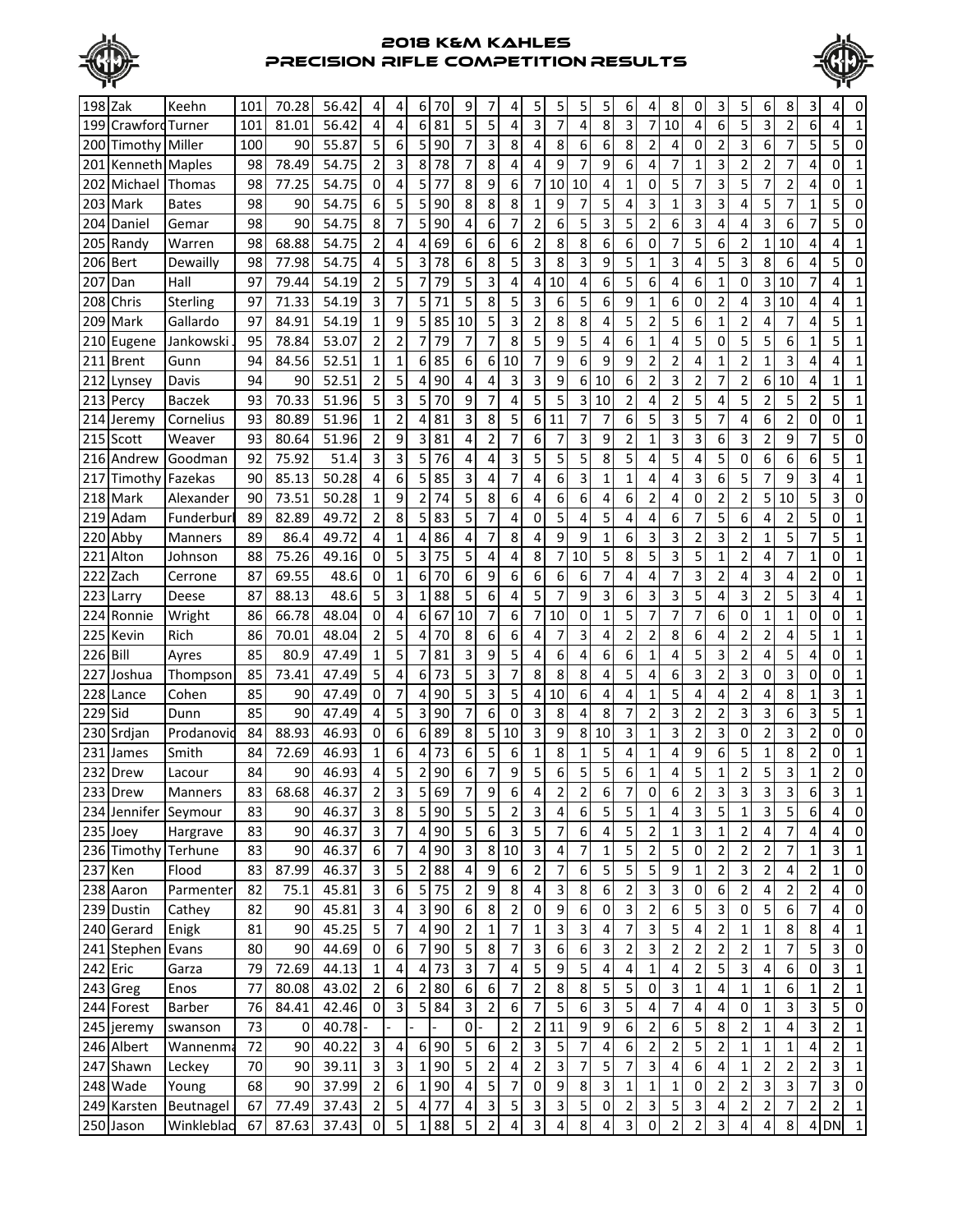# 2018 K&M KAHLES PRECISION RIFLE COMPETITION RESULTS

| | | | | | | | | | | | | | | | | | | | | | | | | | | | | | | |
|---|---|---|---|---|---|---|---|---|---|---|---|---|---|---|---|---|---|---|---|---|---|---|---|---|---|---|---|---|---|---|
| 198 | Zak | Keehn | 101 | 70.28 | 56.42 | 4 | 4 | 6 | 70 | 9 | 7 | 4 | 5 | 5 | 5 | 5 | 6 | 4 | 8 | 0 | 3 | 5 | 6 | 8 | 3 | 4 | 0 |
| 199 | Crawford | Turner | 101 | 81.01 | 56.42 | 4 | 4 | 6 | 81 | 5 | 5 | 4 | 3 | 7 | 4 | 8 | 3 | 7 | 10 | 4 | 6 | 5 | 3 | 2 | 6 | 4 | 1 |
| 200 | Timothy | Miller | 100 | 90 | 55.87 | 5 | 6 | 5 | 90 | 7 | 3 | 8 | 4 | 8 | 6 | 6 | 8 | 2 | 4 | 0 | 2 | 3 | 6 | 7 | 5 | 5 | 0 |
| 201 | Kenneth | Maples | 98 | 78.49 | 54.75 | 2 | 3 | 8 | 78 | 7 | 8 | 4 | 4 | 9 | 7 | 9 | 6 | 4 | 7 | 1 | 3 | 2 | 2 | 7 | 4 | 0 | 1 |
| 202 | Michael | Thomas | 98 | 77.25 | 54.75 | 0 | 4 | 5 | 77 | 8 | 9 | 6 | 7 | 10 | 10 | 4 | 1 | 0 | 5 | 7 | 3 | 5 | 7 | 2 | 4 | 0 | 1 |
| 203 | Mark | Bates | 98 | 90 | 54.75 | 6 | 5 | 5 | 90 | 8 | 8 | 8 | 1 | 9 | 7 | 5 | 4 | 3 | 1 | 3 | 3 | 4 | 5 | 7 | 1 | 5 | 0 |
| 204 | Daniel | Gemar | 98 | 90 | 54.75 | 8 | 7 | 5 | 90 | 4 | 6 | 7 | 2 | 6 | 5 | 3 | 5 | 2 | 6 | 3 | 4 | 4 | 3 | 6 | 7 | 5 | 0 |
| 205 | Randy | Warren | 98 | 68.88 | 54.75 | 2 | 4 | 4 | 69 | 6 | 6 | 6 | 2 | 8 | 8 | 6 | 6 | 0 | 7 | 5 | 6 | 2 | 1 | 10 | 4 | 4 | 1 |
| 206 | Bert | Dewailly | 98 | 77.98 | 54.75 | 4 | 5 | 3 | 78 | 6 | 8 | 5 | 3 | 8 | 3 | 9 | 5 | 1 | 3 | 4 | 5 | 3 | 8 | 6 | 4 | 5 | 0 |
| 207 | Dan | Hall | 97 | 79.44 | 54.19 | 2 | 5 | 7 | 79 | 5 | 3 | 4 | 4 | 10 | 4 | 6 | 5 | 6 | 4 | 6 | 1 | 0 | 3 | 10 | 7 | 4 | 1 |
| 208 | Chris | Sterling | 97 | 71.33 | 54.19 | 3 | 7 | 5 | 71 | 5 | 8 | 5 | 3 | 6 | 5 | 6 | 9 | 1 | 6 | 0 | 2 | 4 | 3 | 10 | 4 | 4 | 1 |
| 209 | Mark | Gallardo | 97 | 84.91 | 54.19 | 1 | 9 | 5 | 85 | 10 | 5 | 3 | 2 | 8 | 8 | 4 | 5 | 2 | 5 | 6 | 1 | 2 | 4 | 7 | 4 | 5 | 1 |
| 210 | Eugene | Jankowski . | 95 | 78.84 | 53.07 | 2 | 2 | 7 | 79 | 7 | 7 | 8 | 5 | 9 | 5 | 4 | 6 | 1 | 4 | 5 | 0 | 5 | 5 | 6 | 1 | 5 | 1 |
| 211 | Brent | Gunn | 94 | 84.56 | 52.51 | 1 | 1 | 6 | 85 | 6 | 6 | 10 | 7 | 9 | 6 | 9 | 9 | 2 | 2 | 4 | 1 | 2 | 1 | 3 | 4 | 4 | 1 |
| 212 | Lynsey | Davis | 94 | 90 | 52.51 | 2 | 5 | 4 | 90 | 4 | 4 | 3 | 3 | 9 | 6 | 10 | 6 | 2 | 3 | 2 | 7 | 2 | 6 | 10 | 4 | 1 | 1 |
| 213 | Percy | Baczek | 93 | 70.33 | 51.96 | 5 | 3 | 5 | 70 | 9 | 7 | 4 | 5 | 5 | 3 | 10 | 2 | 4 | 2 | 5 | 4 | 5 | 2 | 5 | 2 | 5 | 1 |
| 214 | Jeremy | Cornelius | 93 | 80.89 | 51.96 | 1 | 2 | 4 | 81 | 3 | 8 | 5 | 6 | 11 | 7 | 7 | 6 | 5 | 3 | 5 | 7 | 4 | 6 | 2 | 0 | 0 | 1 |
| 215 | Scott | Weaver | 93 | 80.64 | 51.96 | 2 | 9 | 3 | 81 | 4 | 2 | 7 | 6 | 7 | 3 | 9 | 2 | 1 | 3 | 3 | 6 | 3 | 2 | 9 | 7 | 5 | 0 |
| 216 | Andrew | Goodman | 92 | 75.92 | 51.4 | 3 | 3 | 5 | 76 | 4 | 4 | 3 | 5 | 5 | 5 | 8 | 5 | 4 | 5 | 4 | 5 | 0 | 6 | 6 | 6 | 5 | 1 |
| 217 | Timothy | Fazekas | 90 | 85.13 | 50.28 | 4 | 6 | 5 | 85 | 3 | 4 | 7 | 4 | 6 | 3 | 1 | 1 | 4 | 4 | 3 | 6 | 5 | 7 | 9 | 3 | 4 | 1 |
| 218 | Mark | Alexander | 90 | 73.51 | 50.28 | 1 | 9 | 2 | 74 | 5 | 8 | 6 | 4 | 6 | 6 | 4 | 6 | 2 | 4 | 0 | 2 | 2 | 5 | 10 | 5 | 3 | 0 |
| 219 | Adam | Funderburl | 89 | 82.89 | 49.72 | 2 | 8 | 5 | 83 | 5 | 7 | 4 | 0 | 5 | 4 | 5 | 4 | 4 | 6 | 7 | 5 | 6 | 4 | 2 | 5 | 0 | 1 |
| 220 | Abby | Manners | 89 | 86.4 | 49.72 | 4 | 1 | 4 | 86 | 4 | 7 | 8 | 4 | 9 | 9 | 1 | 6 | 3 | 3 | 2 | 3 | 2 | 1 | 5 | 7 | 5 | 1 |
| 221 | Alton | Johnson | 88 | 75.26 | 49.16 | 0 | 5 | 3 | 75 | 5 | 4 | 4 | 8 | 7 | 10 | 5 | 8 | 5 | 3 | 5 | 1 | 2 | 4 | 7 | 1 | 0 | 1 |
| 222 | Zach | Cerrone | 87 | 69.55 | 48.6 | 0 | 1 | 6 | 70 | 6 | 9 | 6 | 6 | 6 | 6 | 7 | 4 | 4 | 7 | 3 | 2 | 4 | 3 | 4 | 2 | 0 | 1 |
| 223 | Larry | Deese | 87 | 88.13 | 48.6 | 5 | 3 | 1 | 88 | 5 | 6 | 4 | 5 | 7 | 9 | 3 | 6 | 3 | 3 | 5 | 4 | 3 | 2 | 5 | 3 | 4 | 1 |
| 224 | Ronnie | Wright | 86 | 66.78 | 48.04 | 0 | 4 | 6 | 67 | 10 | 7 | 6 | 7 | 10 | 0 | 1 | 5 | 7 | 7 | 7 | 6 | 0 | 1 | 1 | 0 | 0 | 1 |
| 225 | Kevin | Rich | 86 | 70.01 | 48.04 | 2 | 5 | 4 | 70 | 8 | 6 | 6 | 4 | 7 | 3 | 4 | 2 | 2 | 8 | 6 | 4 | 2 | 2 | 4 | 5 | 1 | 1 |
| 226 | Bill | Ayres | 85 | 80.9 | 47.49 | 1 | 5 | 7 | 81 | 3 | 9 | 5 | 4 | 6 | 4 | 6 | 6 | 1 | 4 | 5 | 3 | 2 | 4 | 5 | 4 | 0 | 1 |
| 227 | Joshua | Thompson | 85 | 73.41 | 47.49 | 5 | 4 | 6 | 73 | 5 | 3 | 7 | 8 | 8 | 8 | 4 | 5 | 4 | 6 | 3 | 2 | 3 | 0 | 3 | 0 | 0 | 1 |
| 228 | Lance | Cohen | 85 | 90 | 47.49 | 0 | 7 | 4 | 90 | 5 | 3 | 5 | 4 | 10 | 6 | 4 | 4 | 1 | 5 | 4 | 4 | 2 | 4 | 8 | 1 | 3 | 1 |
| 229 | Sid | Dunn | 85 | 90 | 47.49 | 4 | 5 | 3 | 90 | 7 | 6 | 0 | 3 | 8 | 4 | 8 | 7 | 2 | 3 | 2 | 2 | 3 | 3 | 6 | 3 | 5 | 1 |
| 230 | Srdjan | Prodanovic | 84 | 88.93 | 46.93 | 0 | 6 | 6 | 89 | 8 | 5 | 10 | 3 | 9 | 8 | 10 | 3 | 1 | 3 | 2 | 3 | 0 | 2 | 3 | 2 | 0 | 0 |
| 231 | James | Smith | 84 | 72.69 | 46.93 | 1 | 6 | 4 | 73 | 6 | 5 | 6 | 1 | 8 | 1 | 5 | 4 | 1 | 4 | 9 | 6 | 5 | 1 | 8 | 2 | 0 | 1 |
| 232 | Drew | Lacour | 84 | 90 | 46.93 | 4 | 5 | 2 | 90 | 6 | 7 | 9 | 5 | 6 | 5 | 5 | 6 | 1 | 4 | 5 | 1 | 2 | 5 | 3 | 1 | 2 | 0 |
| 233 | Drew | Manners | 83 | 68.68 | 46.37 | 2 | 3 | 5 | 69 | 7 | 9 | 6 | 4 | 2 | 2 | 6 | 7 | 0 | 6 | 2 | 3 | 3 | 3 | 3 | 6 | 3 | 1 |
| 234 | Jennifer | Seymour | 83 | 90 | 46.37 | 3 | 8 | 5 | 90 | 5 | 5 | 2 | 3 | 4 | 6 | 5 | 5 | 1 | 4 | 3 | 5 | 1 | 3 | 5 | 6 | 4 | 0 |
| 235 | Joey | Hargrave | 83 | 90 | 46.37 | 3 | 7 | 4 | 90 | 5 | 6 | 3 | 5 | 7 | 6 | 4 | 5 | 2 | 1 | 3 | 1 | 2 | 4 | 7 | 4 | 4 | 0 |
| 236 | Timothy | Terhune | 83 | 90 | 46.37 | 6 | 7 | 4 | 90 | 3 | 8 | 10 | 3 | 4 | 7 | 1 | 5 | 2 | 5 | 0 | 2 | 2 | 2 | 7 | 1 | 3 | 1 |
| 237 | Ken | Flood | 83 | 87.99 | 46.37 | 3 | 5 | 2 | 88 | 4 | 9 | 6 | 2 | 7 | 6 | 5 | 5 | 5 | 9 | 1 | 2 | 3 | 2 | 4 | 2 | 1 | 0 |
| 238 | Aaron | Parmenter | 82 | 75.1 | 45.81 | 3 | 6 | 5 | 75 | 2 | 9 | 8 | 4 | 3 | 8 | 6 | 2 | 3 | 3 | 0 | 6 | 2 | 4 | 2 | 2 | 4 | 0 |
| 239 | Dustin | Cathey | 82 | 90 | 45.81 | 3 | 4 | 3 | 90 | 6 | 8 | 2 | 0 | 9 | 6 | 0 | 3 | 2 | 6 | 5 | 3 | 0 | 5 | 6 | 7 | 4 | 0 |
| 240 | Gerard | Enigk | 81 | 90 | 45.25 | 5 | 7 | 4 | 90 | 2 | 1 | 7 | 1 | 3 | 3 | 4 | 7 | 3 | 5 | 4 | 2 | 1 | 1 | 8 | 8 | 4 | 1 |
| 241 | Stephen | Evans | 80 | 90 | 44.69 | 0 | 6 | 7 | 90 | 5 | 8 | 7 | 3 | 6 | 6 | 3 | 2 | 3 | 2 | 2 | 2 | 2 | 1 | 7 | 5 | 3 | 0 |
| 242 | Eric | Garza | 79 | 72.69 | 44.13 | 1 | 4 | 4 | 73 | 3 | 7 | 4 | 5 | 9 | 5 | 4 | 4 | 1 | 4 | 2 | 5 | 3 | 4 | 6 | 0 | 3 | 1 |
| 243 | Greg | Enos | 77 | 80.08 | 43.02 | 2 | 6 | 2 | 80 | 6 | 6 | 7 | 2 | 8 | 8 | 5 | 5 | 0 | 3 | 1 | 4 | 1 | 1 | 6 | 1 | 2 | 1 |
| 244 | Forest | Barber | 76 | 84.41 | 42.46 | 0 | 3 | 5 | 84 | 3 | 2 | 6 | 7 | 5 | 6 | 3 | 5 | 4 | 7 | 4 | 4 | 0 | 1 | 3 | 3 | 5 | 0 |
| 245 | jeremy | swanson | 73 | 0 | 40.78 | - | - | - | - | 0 | - | 2 | 2 | 11 | 9 | 9 | 6 | 2 | 6 | 5 | 8 | 2 | 1 | 4 | 3 | 2 | 1 |
| 246 | Albert | Wannenma | 72 | 90 | 40.22 | 3 | 4 | 6 | 90 | 5 | 6 | 2 | 3 | 5 | 7 | 4 | 6 | 2 | 2 | 5 | 2 | 1 | 1 | 1 | 4 | 2 | 1 |
| 247 | Shawn | Leckey | 70 | 90 | 39.11 | 3 | 3 | 1 | 90 | 5 | 2 | 4 | 2 | 3 | 7 | 5 | 7 | 3 | 4 | 6 | 4 | 1 | 2 | 2 | 2 | 3 | 1 |
| 248 | Wade | Young | 68 | 90 | 37.99 | 2 | 6 | 1 | 90 | 4 | 5 | 7 | 0 | 9 | 8 | 3 | 1 | 1 | 1 | 0 | 2 | 2 | 3 | 3 | 7 | 3 | 0 |
| 249 | Karsten | Beutnagel | 67 | 77.49 | 37.43 | 2 | 5 | 4 | 77 | 4 | 3 | 5 | 3 | 3 | 5 | 0 | 2 | 3 | 5 | 3 | 4 | 2 | 2 | 7 | 2 | 2 | 1 |
| 250 | Jason | Winkleblac | 67 | 87.63 | 37.43 | 0 | 5 | 1 | 88 | 5 | 2 | 4 | 3 | 4 | 8 | 4 | 3 | 0 | 2 | 2 | 3 | 4 | 4 | 8 | 4 | DN | 1 |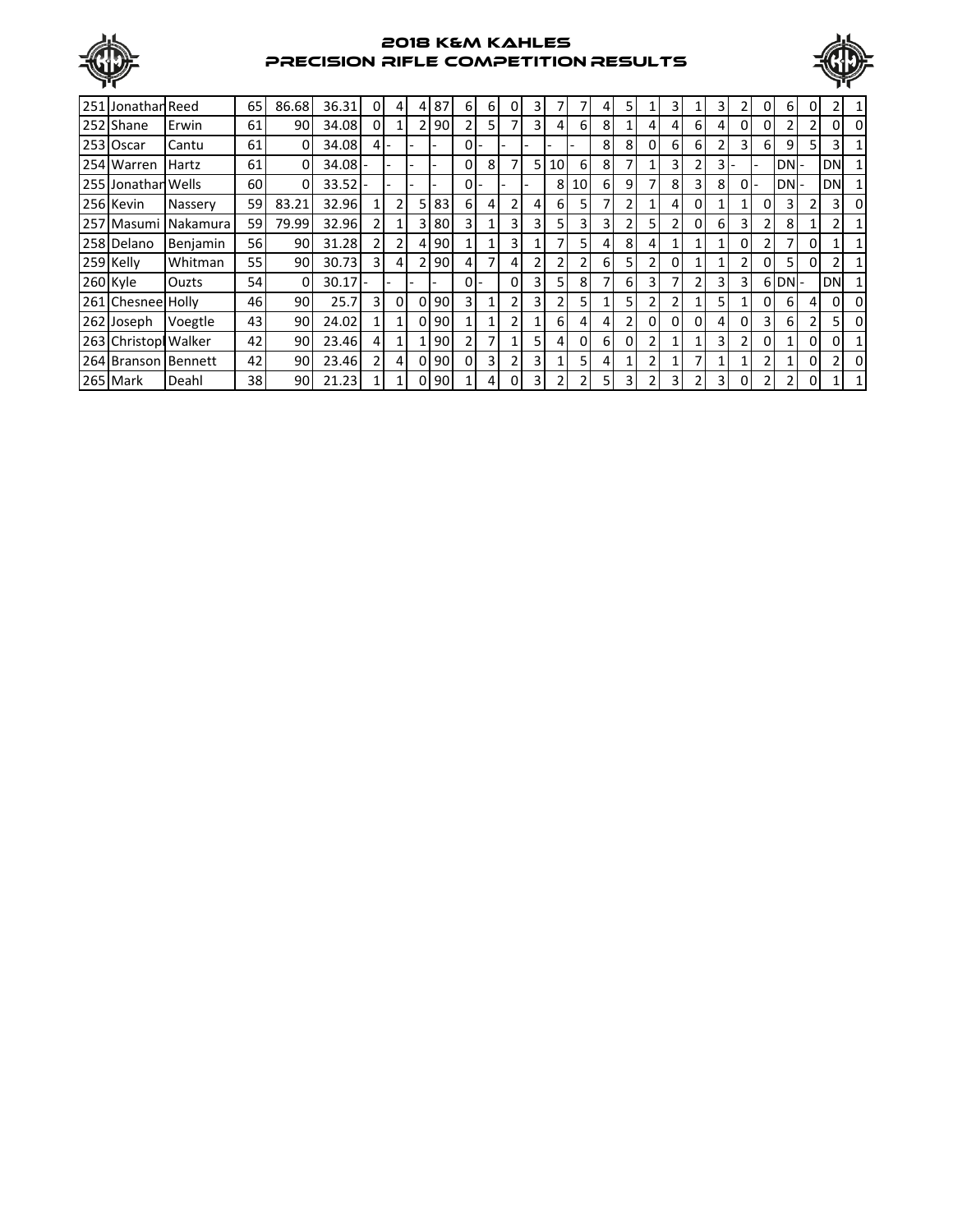# 2018 K&M KAHLES PRECISION RIFLE COMPETITION RESULTS

| | | | | | | | | | | | | | | | | | | | | | | | | | | | |
|---|---|---|---|---|---|---|---|---|---|---|---|---|---|---|---|---|---|---|---|---|---|---|---|---|---|---|---|
| 251 | Jonathan | Reed | 65 | 86.68 | 36.31 | 0 | 4 | 4 | 87 | 6 | 6 | 0 | 3 | 7 | 7 | 4 | 5 | 1 | 3 | 1 | 3 | 2 | 0 | 6 | 0 | 2 | 1 |
| 252 | Shane | Erwin | 61 | 90 | 34.08 | 0 | 1 | 2 | 90 | 2 | 5 | 7 | 3 | 4 | 6 | 8 | 1 | 4 | 4 | 6 | 4 | 0 | 0 | 2 | 2 | 0 | 0 |
| 253 | Oscar | Cantu | 61 | 0 | 34.08 | 4 | - | - | - | 0 | - | - | - | - | - | 8 | 8 | 0 | 6 | 6 | 2 | 3 | 6 | 9 | 5 | 3 | 1 |
| 254 | Warren | Hartz | 61 | 0 | 34.08 | - | - | - | - | 0 | 8 | 7 | 5 | 10 | 6 | 8 | 7 | 1 | 3 | 2 | 3 | - | - | DN | - | DN | 1 |
| 255 | Jonathan | Wells | 60 | 0 | 33.52 | - | - | - | - | 0 | - | - | - | 8 | 10 | 6 | 9 | 7 | 8 | 3 | 8 | 0 | - | DN | - | DN | 1 |
| 256 | Kevin | Nassery | 59 | 83.21 | 32.96 | 1 | 2 | 5 | 83 | 6 | 4 | 2 | 4 | 6 | 5 | 7 | 2 | 1 | 4 | 0 | 1 | 1 | 0 | 3 | 2 | 3 | 0 |
| 257 | Masumi | Nakamura | 59 | 79.99 | 32.96 | 2 | 1 | 3 | 80 | 3 | 1 | 3 | 3 | 5 | 3 | 3 | 2 | 5 | 2 | 0 | 6 | 3 | 2 | 8 | 1 | 2 | 1 |
| 258 | Delano | Benjamin | 56 | 90 | 31.28 | 2 | 2 | 4 | 90 | 1 | 1 | 3 | 1 | 7 | 5 | 4 | 8 | 4 | 1 | 1 | 1 | 0 | 2 | 7 | 0 | 1 | 1 |
| 259 | Kelly | Whitman | 55 | 90 | 30.73 | 3 | 4 | 2 | 90 | 4 | 7 | 4 | 2 | 2 | 2 | 6 | 5 | 2 | 0 | 1 | 1 | 2 | 0 | 5 | 0 | 2 | 1 |
| 260 | Kyle | Ouzts | 54 | 0 | 30.17 | - | - | - | - | 0 | - | 0 | 3 | 5 | 8 | 7 | 6 | 3 | 7 | 2 | 3 | 3 | 6 | DN | - | DN | 1 |
| 261 | Chesnee | Holly | 46 | 90 | 25.7 | 3 | 0 | 0 | 90 | 3 | 1 | 2 | 3 | 2 | 5 | 1 | 5 | 2 | 2 | 1 | 5 | 1 | 0 | 6 | 4 | 0 | 0 |
| 262 | Joseph | Voegtle | 43 | 90 | 24.02 | 1 | 1 | 0 | 90 | 1 | 1 | 2 | 1 | 6 | 4 | 4 | 2 | 0 | 0 | 0 | 4 | 0 | 3 | 6 | 2 | 5 | 0 |
| 263 | Christopl | Walker | 42 | 90 | 23.46 | 4 | 1 | 1 | 90 | 2 | 7 | 1 | 5 | 4 | 0 | 6 | 0 | 2 | 1 | 1 | 3 | 2 | 0 | 1 | 0 | 0 | 1 |
| 264 | Branson | Bennett | 42 | 90 | 23.46 | 2 | 4 | 0 | 90 | 0 | 3 | 2 | 3 | 1 | 5 | 4 | 1 | 2 | 1 | 7 | 1 | 1 | 2 | 1 | 0 | 2 | 0 |
| 265 | Mark | Deahl | 38 | 90 | 21.23 | 1 | 1 | 0 | 90 | 1 | 4 | 0 | 3 | 2 | 2 | 5 | 3 | 2 | 3 | 2 | 3 | 0 | 2 | 2 | 0 | 1 | 1 |